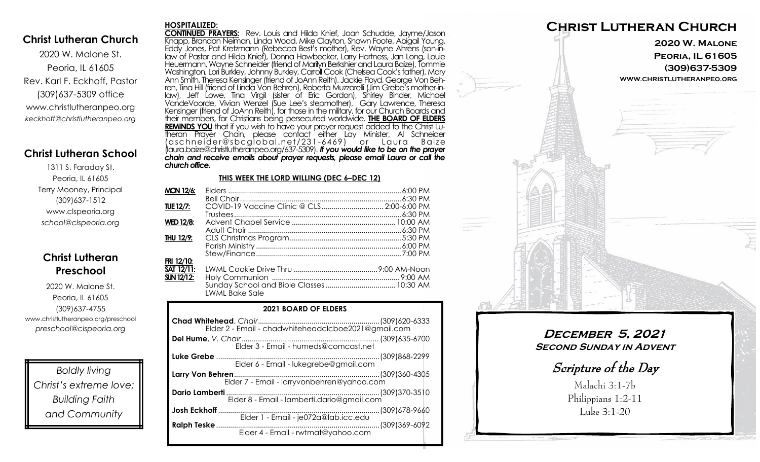## Christ Lutheran Church

2020 W. Malone St.
Peoria, IL 61605
Rev. Karl F. Eckhoff, Pastor
(309)637-5309 office
www.christlutheranpeo.org
*keckhoff@christlutheranpeo.org*

## Christ Lutheran School

1311 S. Faraday St.
Peoria, IL 61605
Terry Mooney, Principal
(309)637-1512
www.clspeoria.org
*school@clspeoria.org*

## Christ Lutheran Preschool

2020 W. Malone St.
Peoria, IL 61605
(309)637-4755
www.christlutheranpeo.org/preschool
*preschool@clspeoria.org*

*Boldly living Christ's extreme love; Building Faith and Community*

**HOSPITALIZED:**

**CONTINUED PRAYERS:** Rev. Louis and Hilda Knief, Joan Schudde, Jayme/Jason Knapp, Brandon Neiman, Linda Wood, Mike Clayton, Shawn Foote, Abigail Young, Eddy Jones, Pat Kretzmann (Rebecca Best's mother), Rev. Wayne Ahrens (son-in-law of Pastor and Hilda Knief), Donna Hawbecker, Larry Hartness, Jan Long, Louie Heuermann, Wayne Schneider (friend of Marilyn Berkshier and Laura Baize), Tommie Washington, Lori Burkley, Johnny Burkley, Carroll Cook (Chelsea Cook's father), Mary Ann Smith, Theresa Kensinger (friend of JoAnn Reith), Jackie Floyd, George Von Behren, Tina Hill (friend of Linda Von Behren), Roberta Muzzarelli (Jim Grebe's mother-in-law), Jeff Lowe, Tina Virgil (sister of Eric Gordon), Shirley Binder, Michael VandeVoorde, Vivian Wenzel (Sue Lee's stepmother), Gary Lawrence, Theresa Kensinger (friend of JoAnn Reith), for those in the military, for our Church Boards and their members, for Christians being persecuted worldwide. **THE BOARD OF ELDERS REMINDS YOU** that if you wish to have your prayer request added to the Christ Lutheran Prayer Chain, please contact either Lay Minister, Al Schneider (aschneider@sbcglobal.net/231-6469) or Laura Baize (laura.baize@christlutheranpeo.org/637-5309). ***If you would like to be on the prayer chain and receive emails about prayer requests, please email Laura or call the church office.***

**THIS WEEK THE LORD WILLING (DEC 6–DEC 12)**

| | | |
|---|---|---|
| **MON 12/6:** | Elders | 6:00 PM |
| | Bell Choir | 6:30 PM |
| **TUE 12/7:** | COVID-19 Vaccine Clinic @ CLS | 2:00-6:00 PM |
| | Trustees | 6:30 PM |
| **WED 12/8:** | Advent Chapel Service | 10:00 AM |
| | Adult Choir | 6:30 PM |
| **THU 12/9:** | CLS Christmas Program | 5:30 PM |
| | Parish Ministry | 6:00 PM |
| | Stew/Finance | 7:00 PM |
| **FRI 12/10:** | | |
| **SAT 12/11:** | LWML Cookie Drive Thru | 9:00 AM-Noon |
| **SUN 12/12:** | Holy Communion | 9:00 AM |
| | Sunday School and Bible Classes | 10:30 AM |
| | LWML Bake Sale | |

**2021 BOARD OF ELDERS**

**Chad Whitehead**, *Chair* ........ (309)620-6333
Elder 2 - Email - chadwhiteheadclcboe2021@gmail.com

**Del Hume**, *V. Chair* ........ (309)635-6700
Elder 3 - Email - humeds@comcast.net

**Luke Grebe** ........ (309)868-2299
Elder 6 - Email - lukegrebe@gmail.com

**Larry Von Behren** ........ (309)360-4305
Elder 7 - Email - larryvonbehren@yahoo.com

**Dario Lamberti** ........ (309)370-3510
Elder 8 - Email - lamberti.dario@gmail.com

**Josh Eckhoff** ........ (309)678-9660
Elder 1 - Email - je072a@lab.icc.edu

**Ralph Teske** ........ (309)369-6092
Elder 4 - Email - rwtmat@yahoo.com

# Christ Lutheran Church

**2020 W. Malone**
**Peoria, IL 61605**
**(309)637-5309**
**www.christlutheranpeo.org**

## December 5, 2021
### Second Sunday in Advent

## Scripture of the Day

Malachi 3:1-7b
Philippians 1:2-11
Luke 3:1-20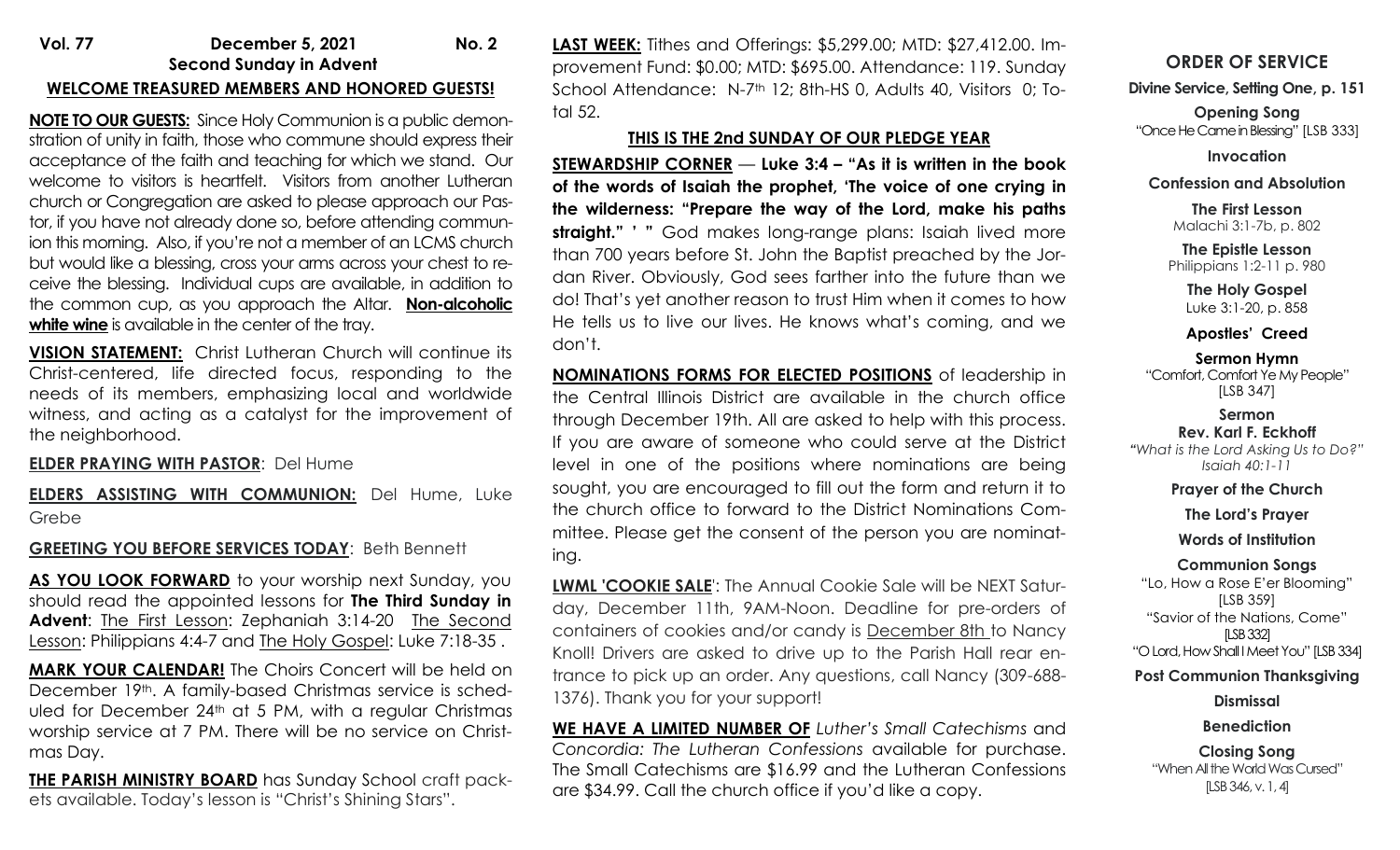**Vol. 77 December 5, 2021 No. 2**

**Second Sunday in Advent**

**WELCOME TREASURED MEMBERS AND HONORED GUESTS!**

**NOTE TO OUR GUESTS:** Since Holy Communion is a public demonstration of unity in faith, those who commune should express their acceptance of the faith and teaching for which we stand. Our welcome to visitors is heartfelt. Visitors from another Lutheran church or Congregation are asked to please approach our Pastor, if you have not already done so, before attending communion this morning. Also, if you're not a member of an LCMS church but would like a blessing, cross your arms across your chest to receive the blessing. Individual cups are available, in addition to the common cup, as you approach the Altar. **Non-alcoholic white wine** is available in the center of the tray.

**VISION STATEMENT:** Christ Lutheran Church will continue its Christ-centered, life directed focus, responding to the needs of its members, emphasizing local and worldwide witness, and acting as a catalyst for the improvement of the neighborhood.

**ELDER PRAYING WITH PASTOR**: Del Hume

**ELDERS ASSISTING WITH COMMUNION:** Del Hume, Luke Grebe

**GREETING YOU BEFORE SERVICES TODAY**: Beth Bennett

**AS YOU LOOK FORWARD** to your worship next Sunday, you should read the appointed lessons for **The Third Sunday in Advent**: The First Lesson: Zephaniah 3:14-20 The Second Lesson: Philippians 4:4-7 and The Holy Gospel: Luke 7:18-35 .

**MARK YOUR CALENDAR!** The Choirs Concert will be held on December 19th. A family-based Christmas service is scheduled for December 24th at 5 PM, with a regular Christmas worship service at 7 PM. There will be no service on Christmas Day.

**THE PARISH MINISTRY BOARD** has Sunday School craft packets available. Today's lesson is "Christ's Shining Stars".

**LAST WEEK:** Tithes and Offerings: $5,299.00; MTD: $27,412.00. Improvement Fund: $0.00; MTD: $695.00. Attendance: 119. Sunday School Attendance: N-7th 12; 8th-HS 0, Adults 40, Visitors 0; Total 52.

**THIS IS THE 2nd SUNDAY OF OUR PLEDGE YEAR**

**STEWARDSHIP CORNER** — **Luke 3:4 – "As it is written in the book of the words of Isaiah the prophet, 'The voice of one crying in the wilderness: "Prepare the way of the Lord, make his paths straight." ' "** God makes long-range plans: Isaiah lived more than 700 years before St. John the Baptist preached by the Jordan River. Obviously, God sees farther into the future than we do! That's yet another reason to trust Him when it comes to how He tells us to live our lives. He knows what's coming, and we don't.

**NOMINATIONS FORMS FOR ELECTED POSITIONS** of leadership in the Central Illinois District are available in the church office through December 19th. All are asked to help with this process. If you are aware of someone who could serve at the District level in one of the positions where nominations are being sought, you are encouraged to fill out the form and return it to the church office to forward to the District Nominations Committee. Please get the consent of the person you are nominating.

**LWML 'COOKIE SALE'**: The Annual Cookie Sale will be NEXT Saturday, December 11th, 9AM-Noon. Deadline for pre-orders of containers of cookies and/or candy is December 8th to Nancy Knoll! Drivers are asked to drive up to the Parish Hall rear entrance to pick up an order. Any questions, call Nancy (309-688-1376). Thank you for your support!

**WE HAVE A LIMITED NUMBER OF** *Luther's Small Catechisms* and *Concordia: The Lutheran Confessions* available for purchase. The Small Catechisms are $16.99 and the Lutheran Confessions are $34.99. Call the church office if you'd like a copy.

## ORDER OF SERVICE

**Divine Service, Setting One, p. 151**

**Opening Song**
"Once He Came in Blessing" [LSB 333]

**Invocation**

**Confession and Absolution**

**The First Lesson**
Malachi 3:1-7b, p. 802

**The Epistle Lesson**
Philippians 1:2-11 p. 980

**The Holy Gospel**
Luke 3:1-20, p. 858

**Apostles' Creed**

**Sermon Hymn**
"Comfort, Comfort Ye My People" [LSB 347]

**Sermon**
**Rev. Karl F. Eckhoff**
*"What is the Lord Asking Us to Do?" Isaiah 40:1-11*

**Prayer of the Church**

**The Lord's Prayer**

**Words of Institution**

**Communion Songs**
"Lo, How a Rose E'er Blooming" [LSB 359]
"Savior of the Nations, Come" [LSB 332]
"O Lord, How Shall I Meet You" [LSB 334]

**Post Communion Thanksgiving**

**Dismissal**

**Benediction**

**Closing Song**
"When All the World Was Cursed" [LSB 346, v. 1, 4]